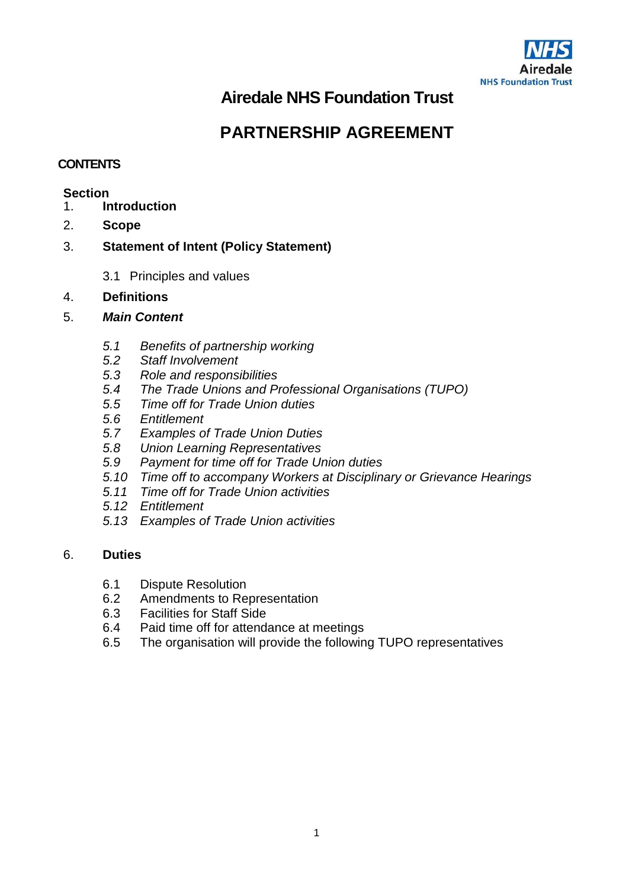# Airedale NHS Foundation Trust

# PARTNERSHIP AGREEMENT

**CONTENTS**

**Section**

1. **Introduction**
2. **Scope**
3. **Statement of Intent (Policy Statement)**

    3.1 Principles and values

4. **Definitions**
5. ***Main Content***

    *5.1 Benefits of partnership working*
    *5.2 Staff Involvement*
    *5.3 Role and responsibilities*
    *5.4 The Trade Unions and Professional Organisations (TUPO)*
    *5.5 Time off for Trade Union duties*
    *5.6 Entitlement*
    *5.7 Examples of Trade Union Duties*
    *5.8 Union Learning Representatives*
    *5.9 Payment for time off for Trade Union duties*
    *5.10 Time off to accompany Workers at Disciplinary or Grievance Hearings*
    *5.11 Time off for Trade Union activities*
    *5.12 Entitlement*
    *5.13 Examples of Trade Union activities*

6. **Duties**

    6.1 Dispute Resolution
    6.2 Amendments to Representation
    6.3 Facilities for Staff Side
    6.4 Paid time off for attendance at meetings
    6.5 The organisation will provide the following TUPO representatives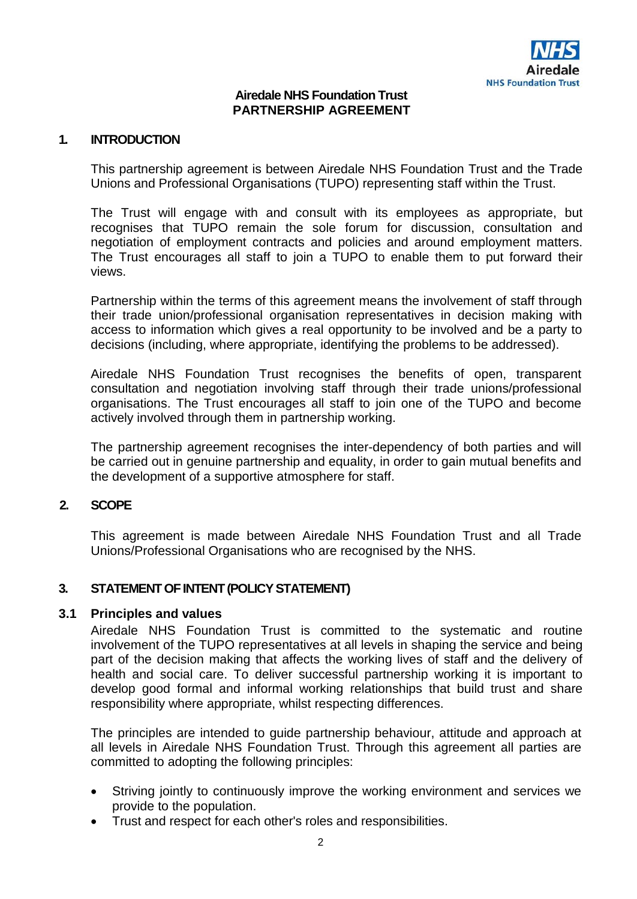**Airedale NHS Foundation Trust**
**PARTNERSHIP AGREEMENT**

## 1. INTRODUCTION

This partnership agreement is between Airedale NHS Foundation Trust and the Trade Unions and Professional Organisations (TUPO) representing staff within the Trust.

The Trust will engage with and consult with its employees as appropriate, but recognises that TUPO remain the sole forum for discussion, consultation and negotiation of employment contracts and policies and around employment matters. The Trust encourages all staff to join a TUPO to enable them to put forward their views.

Partnership within the terms of this agreement means the involvement of staff through their trade union/professional organisation representatives in decision making with access to information which gives a real opportunity to be involved and be a party to decisions (including, where appropriate, identifying the problems to be addressed).

Airedale NHS Foundation Trust recognises the benefits of open, transparent consultation and negotiation involving staff through their trade unions/professional organisations. The Trust encourages all staff to join one of the TUPO and become actively involved through them in partnership working.

The partnership agreement recognises the inter-dependency of both parties and will be carried out in genuine partnership and equality, in order to gain mutual benefits and the development of a supportive atmosphere for staff.

## 2. SCOPE

This agreement is made between Airedale NHS Foundation Trust and all Trade Unions/Professional Organisations who are recognised by the NHS.

## 3. STATEMENT OF INTENT (POLICY STATEMENT)

### 3.1 Principles and values

Airedale NHS Foundation Trust is committed to the systematic and routine involvement of the TUPO representatives at all levels in shaping the service and being part of the decision making that affects the working lives of staff and the delivery of health and social care. To deliver successful partnership working it is important to develop good formal and informal working relationships that build trust and share responsibility where appropriate, whilst respecting differences.

The principles are intended to guide partnership behaviour, attitude and approach at all levels in Airedale NHS Foundation Trust. Through this agreement all parties are committed to adopting the following principles:

- Striving jointly to continuously improve the working environment and services we provide to the population.
- Trust and respect for each other's roles and responsibilities.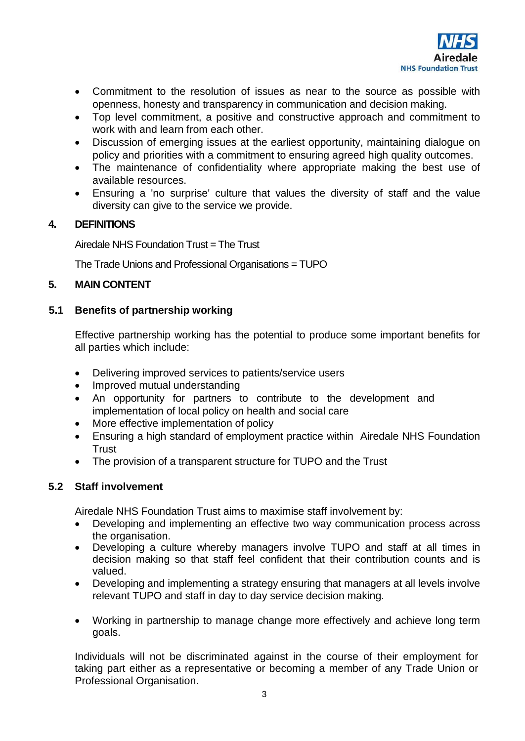- Commitment to the resolution of issues as near to the source as possible with openness, honesty and transparency in communication and decision making.
- Top level commitment, a positive and constructive approach and commitment to work with and learn from each other.
- Discussion of emerging issues at the earliest opportunity, maintaining dialogue on policy and priorities with a commitment to ensuring agreed high quality outcomes.
- The maintenance of confidentiality where appropriate making the best use of available resources.
- Ensuring a 'no surprise' culture that values the diversity of staff and the value diversity can give to the service we provide.

## 4. DEFINITIONS

Airedale NHS Foundation Trust = The Trust

The Trade Unions and Professional Organisations = TUPO

## 5. MAIN CONTENT

### 5.1 Benefits of partnership working

Effective partnership working has the potential to produce some important benefits for all parties which include:

- Delivering improved services to patients/service users
- Improved mutual understanding
- An opportunity for partners to contribute to the development and implementation of local policy on health and social care
- More effective implementation of policy
- Ensuring a high standard of employment practice within Airedale NHS Foundation Trust
- The provision of a transparent structure for TUPO and the Trust

### 5.2 Staff involvement

Airedale NHS Foundation Trust aims to maximise staff involvement by:

- Developing and implementing an effective two way communication process across the organisation.
- Developing a culture whereby managers involve TUPO and staff at all times in decision making so that staff feel confident that their contribution counts and is valued.
- Developing and implementing a strategy ensuring that managers at all levels involve relevant TUPO and staff in day to day service decision making.
- Working in partnership to manage change more effectively and achieve long term goals.

Individuals will not be discriminated against in the course of their employment for taking part either as a representative or becoming a member of any Trade Union or Professional Organisation.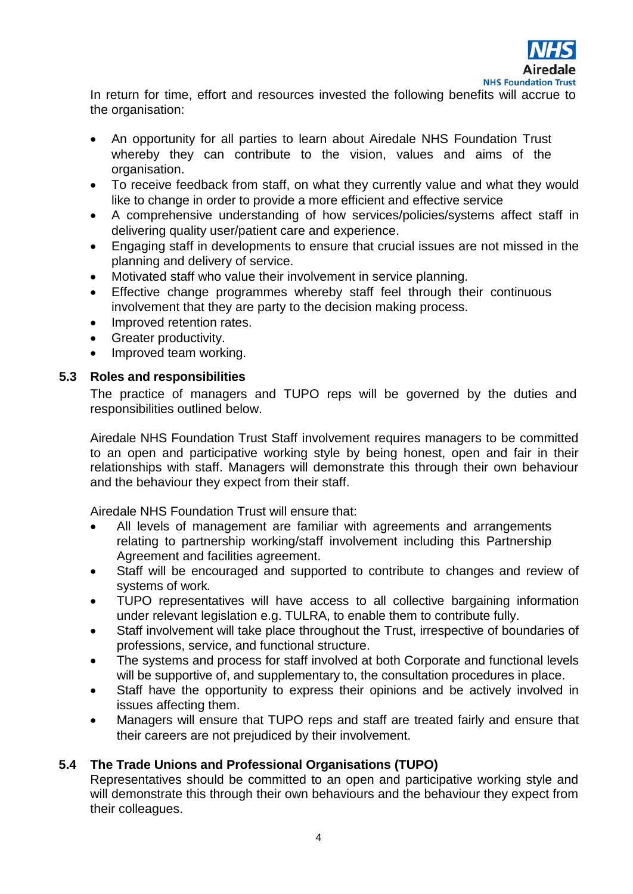In return for time, effort and resources invested the following benefits will accrue to the organisation:

- An opportunity for all parties to learn about Airedale NHS Foundation Trust whereby they can contribute to the vision, values and aims of the organisation.
- To receive feedback from staff, on what they currently value and what they would like to change in order to provide a more efficient and effective service
- A comprehensive understanding of how services/policies/systems affect staff in delivering quality user/patient care and experience.
- Engaging staff in developments to ensure that crucial issues are not missed in the planning and delivery of service.
- Motivated staff who value their involvement in service planning.
- Effective change programmes whereby staff feel through their continuous involvement that they are party to the decision making process.
- Improved retention rates.
- Greater productivity.
- Improved team working.

### 5.3 Roles and responsibilities

The practice of managers and TUPO reps will be governed by the duties and responsibilities outlined below.

Airedale NHS Foundation Trust Staff involvement requires managers to be committed to an open and participative working style by being honest, open and fair in their relationships with staff. Managers will demonstrate this through their own behaviour and the behaviour they expect from their staff.

Airedale NHS Foundation Trust will ensure that:

- All levels of management are familiar with agreements and arrangements relating to partnership working/staff involvement including this Partnership Agreement and facilities agreement.
- Staff will be encouraged and supported to contribute to changes and review of systems of work.
- TUPO representatives will have access to all collective bargaining information under relevant legislation e.g. TULRA, to enable them to contribute fully.
- Staff involvement will take place throughout the Trust, irrespective of boundaries of professions, service, and functional structure.
- The systems and process for staff involved at both Corporate and functional levels will be supportive of, and supplementary to, the consultation procedures in place.
- Staff have the opportunity to express their opinions and be actively involved in issues affecting them.
- Managers will ensure that TUPO reps and staff are treated fairly and ensure that their careers are not prejudiced by their involvement.

### 5.4 The Trade Unions and Professional Organisations (TUPO)

Representatives should be committed to an open and participative working style and will demonstrate this through their own behaviours and the behaviour they expect from their colleagues.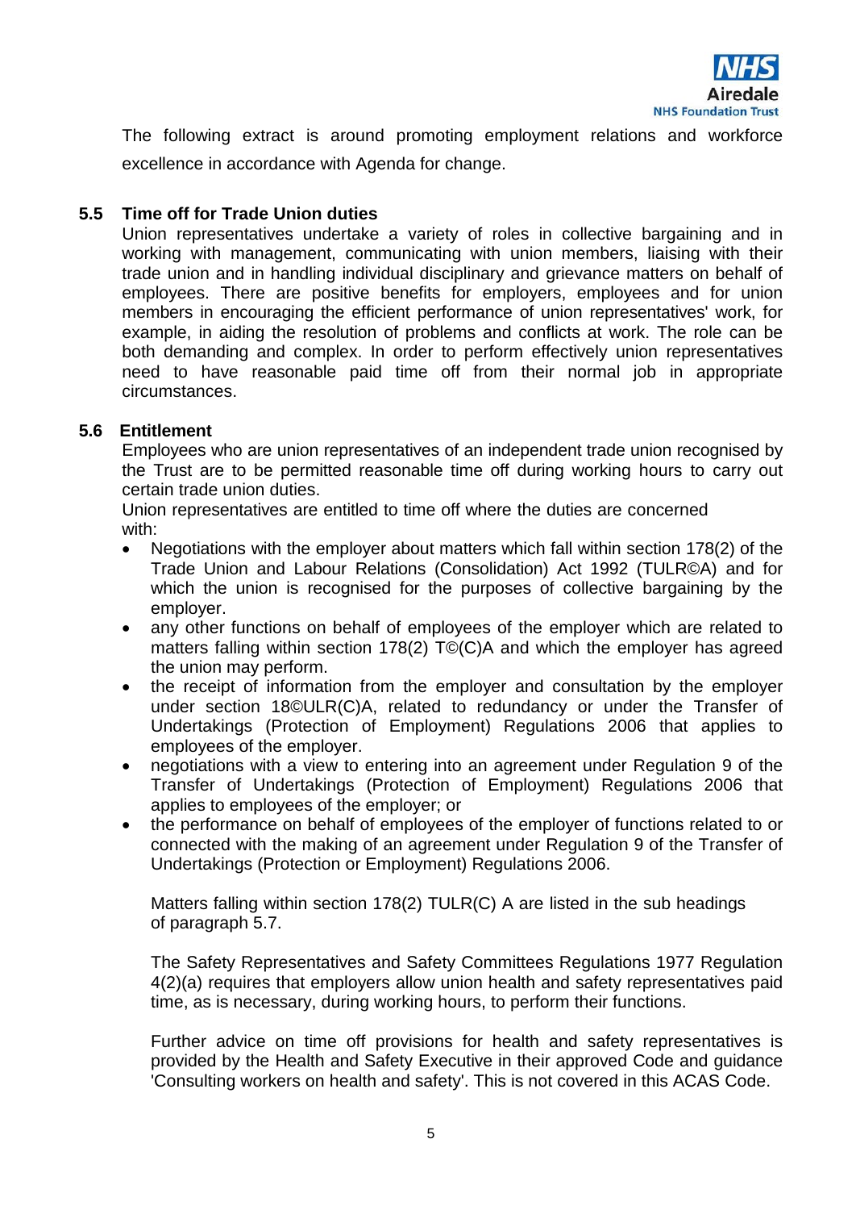The following extract is around promoting employment relations and workforce excellence in accordance with Agenda for change.

## 5.5 Time off for Trade Union duties

Union representatives undertake a variety of roles in collective bargaining and in working with management, communicating with union members, liaising with their trade union and in handling individual disciplinary and grievance matters on behalf of employees. There are positive benefits for employers, employees and for union members in encouraging the efficient performance of union representatives' work, for example, in aiding the resolution of problems and conflicts at work. The role can be both demanding and complex. In order to perform effectively union representatives need to have reasonable paid time off from their normal job in appropriate circumstances.

## 5.6 Entitlement

Employees who are union representatives of an independent trade union recognised by the Trust are to be permitted reasonable time off during working hours to carry out certain trade union duties.

Union representatives are entitled to time off where the duties are concerned with:

- Negotiations with the employer about matters which fall within section 178(2) of the Trade Union and Labour Relations (Consolidation) Act 1992 (TULR©A) and for which the union is recognised for the purposes of collective bargaining by the employer.
- any other functions on behalf of employees of the employer which are related to matters falling within section 178(2) T©(C)A and which the employer has agreed the union may perform.
- the receipt of information from the employer and consultation by the employer under section 18©ULR(C)A, related to redundancy or under the Transfer of Undertakings (Protection of Employment) Regulations 2006 that applies to employees of the employer.
- negotiations with a view to entering into an agreement under Regulation 9 of the Transfer of Undertakings (Protection of Employment) Regulations 2006 that applies to employees of the employer; or
- the performance on behalf of employees of the employer of functions related to or connected with the making of an agreement under Regulation 9 of the Transfer of Undertakings (Protection or Employment) Regulations 2006.

Matters falling within section 178(2) TULR(C) A are listed in the sub headings of paragraph 5.7.

The Safety Representatives and Safety Committees Regulations 1977 Regulation 4(2)(a) requires that employers allow union health and safety representatives paid time, as is necessary, during working hours, to perform their functions.

Further advice on time off provisions for health and safety representatives is provided by the Health and Safety Executive in their approved Code and guidance 'Consulting workers on health and safety'. This is not covered in this ACAS Code.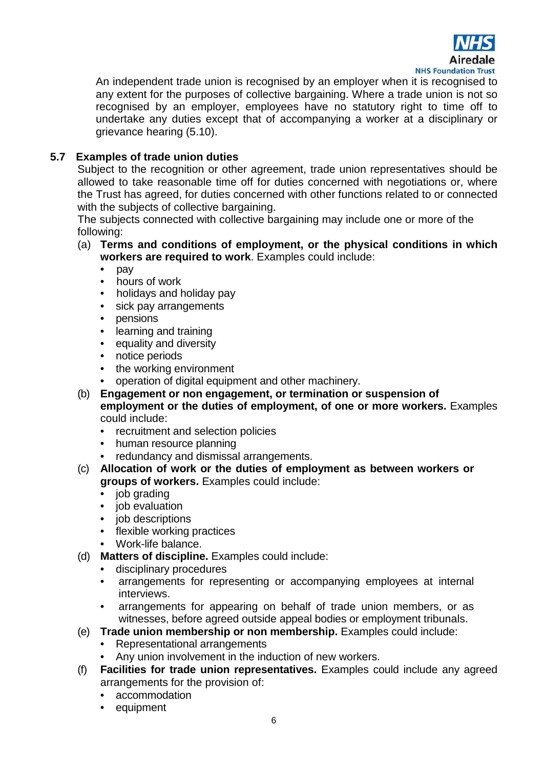An independent trade union is recognised by an employer when it is recognised to any extent for the purposes of collective bargaining. Where a trade union is not so recognised by an employer, employees have no statutory right to time off to undertake any duties except that of accompanying a worker at a disciplinary or grievance hearing (5.10).

## 5.7 Examples of trade union duties

Subject to the recognition or other agreement, trade union representatives should be allowed to take reasonable time off for duties concerned with negotiations or, where the Trust has agreed, for duties concerned with other functions related to or connected with the subjects of collective bargaining.

The subjects connected with collective bargaining may include one or more of the following:

(a) **Terms and conditions of employment, or the physical conditions in which workers are required to work**. Examples could include:
- pay
- hours of work
- holidays and holiday pay
- sick pay arrangements
- pensions
- learning and training
- equality and diversity
- notice periods
- the working environment
- operation of digital equipment and other machinery.

(b) **Engagement or non engagement, or termination or suspension of employment or the duties of employment, of one or more workers.** Examples could include:
- recruitment and selection policies
- human resource planning
- redundancy and dismissal arrangements.

(c) **Allocation of work or the duties of employment as between workers or groups of workers.** Examples could include:
- job grading
- job evaluation
- job descriptions
- flexible working practices
- Work-life balance.

(d) **Matters of discipline.** Examples could include:
- disciplinary procedures
- arrangements for representing or accompanying employees at internal interviews.
- arrangements for appearing on behalf of trade union members, or as witnesses, before agreed outside appeal bodies or employment tribunals.

(e) **Trade union membership or non membership.** Examples could include:
- Representational arrangements
- Any union involvement in the induction of new workers.

(f) **Facilities for trade union representatives.** Examples could include any agreed arrangements for the provision of:
- accommodation
- equipment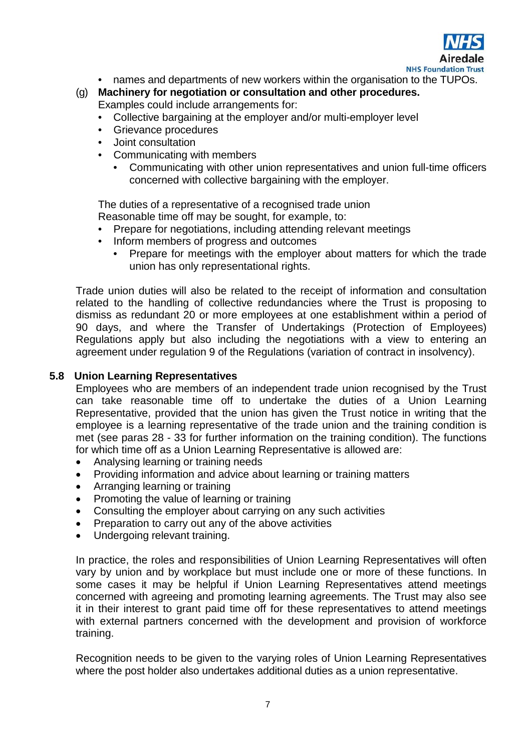- names and departments of new workers within the organisation to the TUPOs.

(g) **Machinery for negotiation or consultation and other procedures.**
Examples could include arrangements for:

- Collective bargaining at the employer and/or multi-employer level
- Grievance procedures
- Joint consultation
- Communicating with members
  - Communicating with other union representatives and union full-time officers concerned with collective bargaining with the employer.

The duties of a representative of a recognised trade union
Reasonable time off may be sought, for example, to:

- Prepare for negotiations, including attending relevant meetings
- Inform members of progress and outcomes
  - Prepare for meetings with the employer about matters for which the trade union has only representational rights.

Trade union duties will also be related to the receipt of information and consultation related to the handling of collective redundancies where the Trust is proposing to dismiss as redundant 20 or more employees at one establishment within a period of 90 days, and where the Transfer of Undertakings (Protection of Employees) Regulations apply but also including the negotiations with a view to entering an agreement under regulation 9 of the Regulations (variation of contract in insolvency).

### 5.8 Union Learning Representatives

Employees who are members of an independent trade union recognised by the Trust can take reasonable time off to undertake the duties of a Union Learning Representative, provided that the union has given the Trust notice in writing that the employee is a learning representative of the trade union and the training condition is met (see paras 28 - 33 for further information on the training condition). The functions for which time off as a Union Learning Representative is allowed are:

- Analysing learning or training needs
- Providing information and advice about learning or training matters
- Arranging learning or training
- Promoting the value of learning or training
- Consulting the employer about carrying on any such activities
- Preparation to carry out any of the above activities
- Undergoing relevant training.

In practice, the roles and responsibilities of Union Learning Representatives will often vary by union and by workplace but must include one or more of these functions. In some cases it may be helpful if Union Learning Representatives attend meetings concerned with agreeing and promoting learning agreements. The Trust may also see it in their interest to grant paid time off for these representatives to attend meetings with external partners concerned with the development and provision of workforce training.

Recognition needs to be given to the varying roles of Union Learning Representatives where the post holder also undertakes additional duties as a union representative.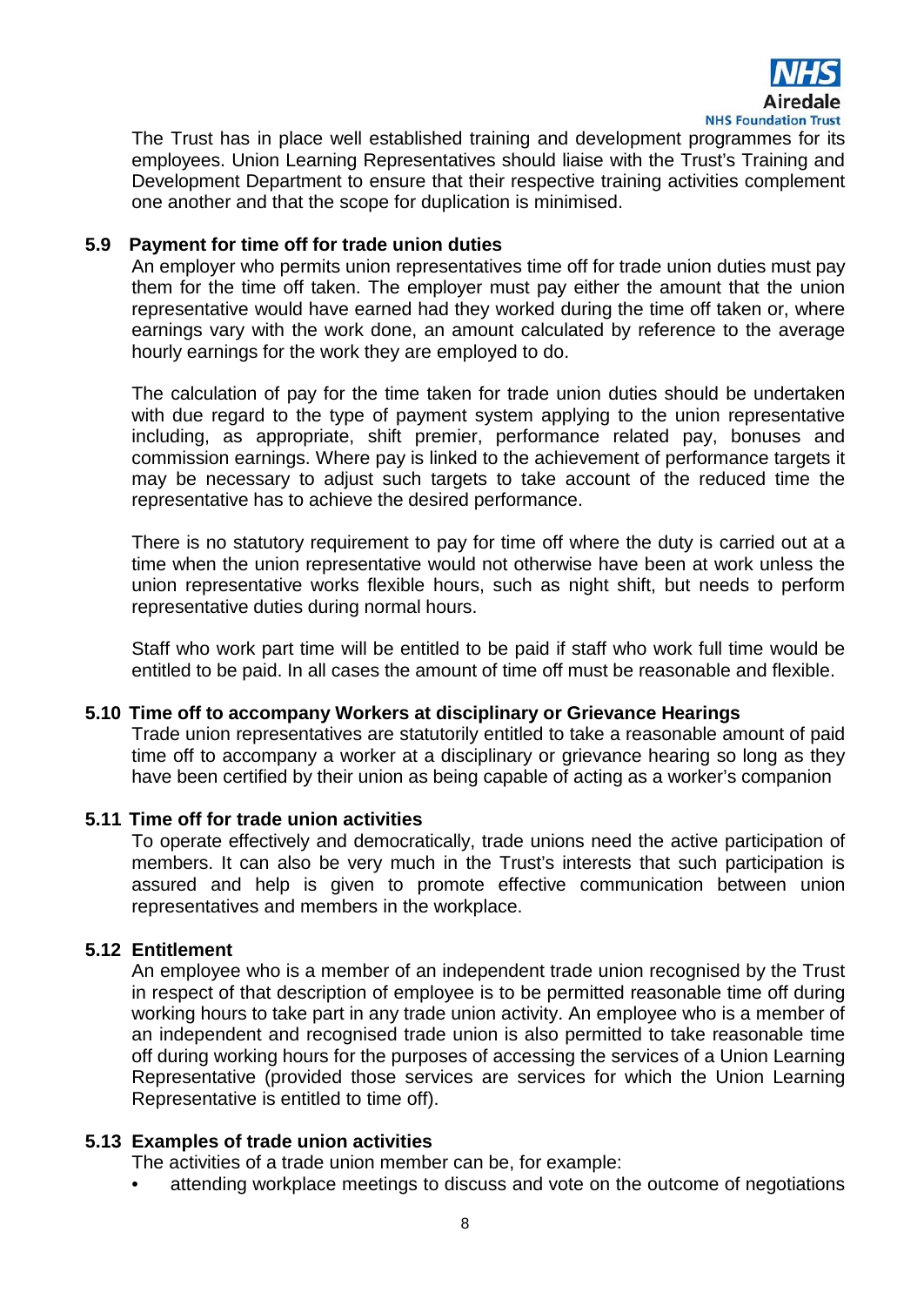The Trust has in place well established training and development programmes for its employees. Union Learning Representatives should liaise with the Trust's Training and Development Department to ensure that their respective training activities complement one another and that the scope for duplication is minimised.

### 5.9 Payment for time off for trade union duties

An employer who permits union representatives time off for trade union duties must pay them for the time off taken. The employer must pay either the amount that the union representative would have earned had they worked during the time off taken or, where earnings vary with the work done, an amount calculated by reference to the average hourly earnings for the work they are employed to do.

The calculation of pay for the time taken for trade union duties should be undertaken with due regard to the type of payment system applying to the union representative including, as appropriate, shift premier, performance related pay, bonuses and commission earnings. Where pay is linked to the achievement of performance targets it may be necessary to adjust such targets to take account of the reduced time the representative has to achieve the desired performance.

There is no statutory requirement to pay for time off where the duty is carried out at a time when the union representative would not otherwise have been at work unless the union representative works flexible hours, such as night shift, but needs to perform representative duties during normal hours.

Staff who work part time will be entitled to be paid if staff who work full time would be entitled to be paid. In all cases the amount of time off must be reasonable and flexible.

### 5.10 Time off to accompany Workers at disciplinary or Grievance Hearings

Trade union representatives are statutorily entitled to take a reasonable amount of paid time off to accompany a worker at a disciplinary or grievance hearing so long as they have been certified by their union as being capable of acting as a worker's companion

### 5.11 Time off for trade union activities

To operate effectively and democratically, trade unions need the active participation of members. It can also be very much in the Trust's interests that such participation is assured and help is given to promote effective communication between union representatives and members in the workplace.

### 5.12 Entitlement

An employee who is a member of an independent trade union recognised by the Trust in respect of that description of employee is to be permitted reasonable time off during working hours to take part in any trade union activity. An employee who is a member of an independent and recognised trade union is also permitted to take reasonable time off during working hours for the purposes of accessing the services of a Union Learning Representative (provided those services are services for which the Union Learning Representative is entitled to time off).

### 5.13 Examples of trade union activities

The activities of a trade union member can be, for example:

- attending workplace meetings to discuss and vote on the outcome of negotiations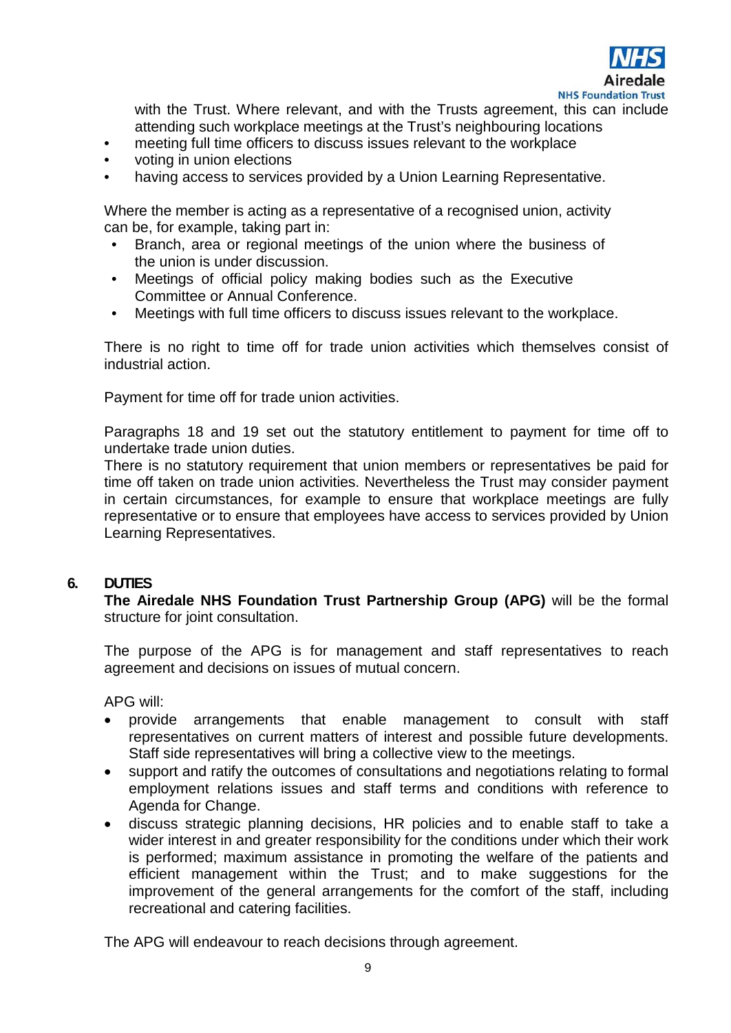with the Trust. Where relevant, and with the Trusts agreement, this can include attending such workplace meetings at the Trust's neighbouring locations

- meeting full time officers to discuss issues relevant to the workplace
- voting in union elections
- having access to services provided by a Union Learning Representative.

Where the member is acting as a representative of a recognised union, activity can be, for example, taking part in:

- Branch, area or regional meetings of the union where the business of the union is under discussion.
- Meetings of official policy making bodies such as the Executive Committee or Annual Conference.
- Meetings with full time officers to discuss issues relevant to the workplace.

There is no right to time off for trade union activities which themselves consist of industrial action.

Payment for time off for trade union activities.

Paragraphs 18 and 19 set out the statutory entitlement to payment for time off to undertake trade union duties.
There is no statutory requirement that union members or representatives be paid for time off taken on trade union activities. Nevertheless the Trust may consider payment in certain circumstances, for example to ensure that workplace meetings are fully representative or to ensure that employees have access to services provided by Union Learning Representatives.

## 6. DUTIES

**The Airedale NHS Foundation Trust Partnership Group (APG)** will be the formal structure for joint consultation.

The purpose of the APG is for management and staff representatives to reach agreement and decisions on issues of mutual concern.

APG will:

- provide arrangements that enable management to consult with staff representatives on current matters of interest and possible future developments. Staff side representatives will bring a collective view to the meetings.
- support and ratify the outcomes of consultations and negotiations relating to formal employment relations issues and staff terms and conditions with reference to Agenda for Change.
- discuss strategic planning decisions, HR policies and to enable staff to take a wider interest in and greater responsibility for the conditions under which their work is performed; maximum assistance in promoting the welfare of the patients and efficient management within the Trust; and to make suggestions for the improvement of the general arrangements for the comfort of the staff, including recreational and catering facilities.

The APG will endeavour to reach decisions through agreement.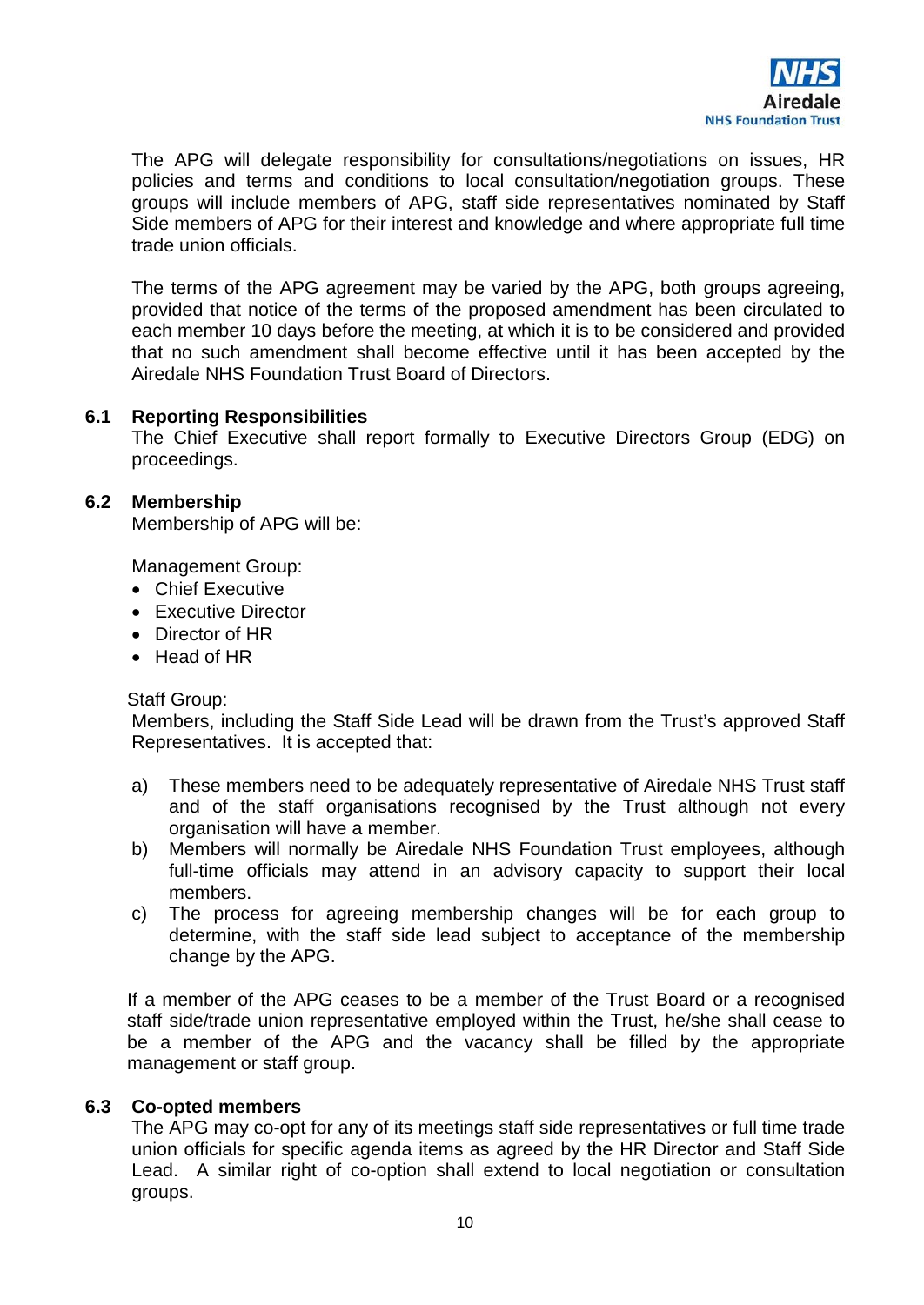The APG will delegate responsibility for consultations/negotiations on issues, HR policies and terms and conditions to local consultation/negotiation groups. These groups will include members of APG, staff side representatives nominated by Staff Side members of APG for their interest and knowledge and where appropriate full time trade union officials.

The terms of the APG agreement may be varied by the APG, both groups agreeing, provided that notice of the terms of the proposed amendment has been circulated to each member 10 days before the meeting, at which it is to be considered and provided that no such amendment shall become effective until it has been accepted by the Airedale NHS Foundation Trust Board of Directors.

### 6.1 Reporting Responsibilities

The Chief Executive shall report formally to Executive Directors Group (EDG) on proceedings.

### 6.2 Membership

Membership of APG will be:

Management Group:

- Chief Executive
- Executive Director
- Director of HR
- Head of HR

Staff Group:

Members, including the Staff Side Lead will be drawn from the Trust's approved Staff Representatives. It is accepted that:

a) These members need to be adequately representative of Airedale NHS Trust staff and of the staff organisations recognised by the Trust although not every organisation will have a member.

b) Members will normally be Airedale NHS Foundation Trust employees, although full-time officials may attend in an advisory capacity to support their local members.

c) The process for agreeing membership changes will be for each group to determine, with the staff side lead subject to acceptance of the membership change by the APG.

If a member of the APG ceases to be a member of the Trust Board or a recognised staff side/trade union representative employed within the Trust, he/she shall cease to be a member of the APG and the vacancy shall be filled by the appropriate management or staff group.

### 6.3 Co-opted members

The APG may co-opt for any of its meetings staff side representatives or full time trade union officials for specific agenda items as agreed by the HR Director and Staff Side Lead. A similar right of co-option shall extend to local negotiation or consultation groups.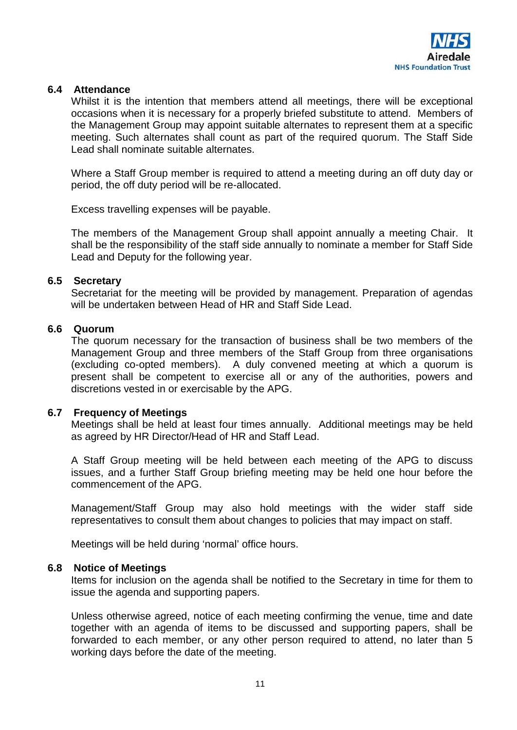### 6.4 Attendance

Whilst it is the intention that members attend all meetings, there will be exceptional occasions when it is necessary for a properly briefed substitute to attend. Members of the Management Group may appoint suitable alternates to represent them at a specific meeting. Such alternates shall count as part of the required quorum. The Staff Side Lead shall nominate suitable alternates.

Where a Staff Group member is required to attend a meeting during an off duty day or period, the off duty period will be re-allocated.

Excess travelling expenses will be payable.

The members of the Management Group shall appoint annually a meeting Chair. It shall be the responsibility of the staff side annually to nominate a member for Staff Side Lead and Deputy for the following year.

### 6.5 Secretary

Secretariat for the meeting will be provided by management. Preparation of agendas will be undertaken between Head of HR and Staff Side Lead.

### 6.6 Quorum

The quorum necessary for the transaction of business shall be two members of the Management Group and three members of the Staff Group from three organisations (excluding co-opted members). A duly convened meeting at which a quorum is present shall be competent to exercise all or any of the authorities, powers and discretions vested in or exercisable by the APG.

### 6.7 Frequency of Meetings

Meetings shall be held at least four times annually. Additional meetings may be held as agreed by HR Director/Head of HR and Staff Lead.

A Staff Group meeting will be held between each meeting of the APG to discuss issues, and a further Staff Group briefing meeting may be held one hour before the commencement of the APG.

Management/Staff Group may also hold meetings with the wider staff side representatives to consult them about changes to policies that may impact on staff.

Meetings will be held during 'normal' office hours.

### 6.8 Notice of Meetings

Items for inclusion on the agenda shall be notified to the Secretary in time for them to issue the agenda and supporting papers.

Unless otherwise agreed, notice of each meeting confirming the venue, time and date together with an agenda of items to be discussed and supporting papers, shall be forwarded to each member, or any other person required to attend, no later than 5 working days before the date of the meeting.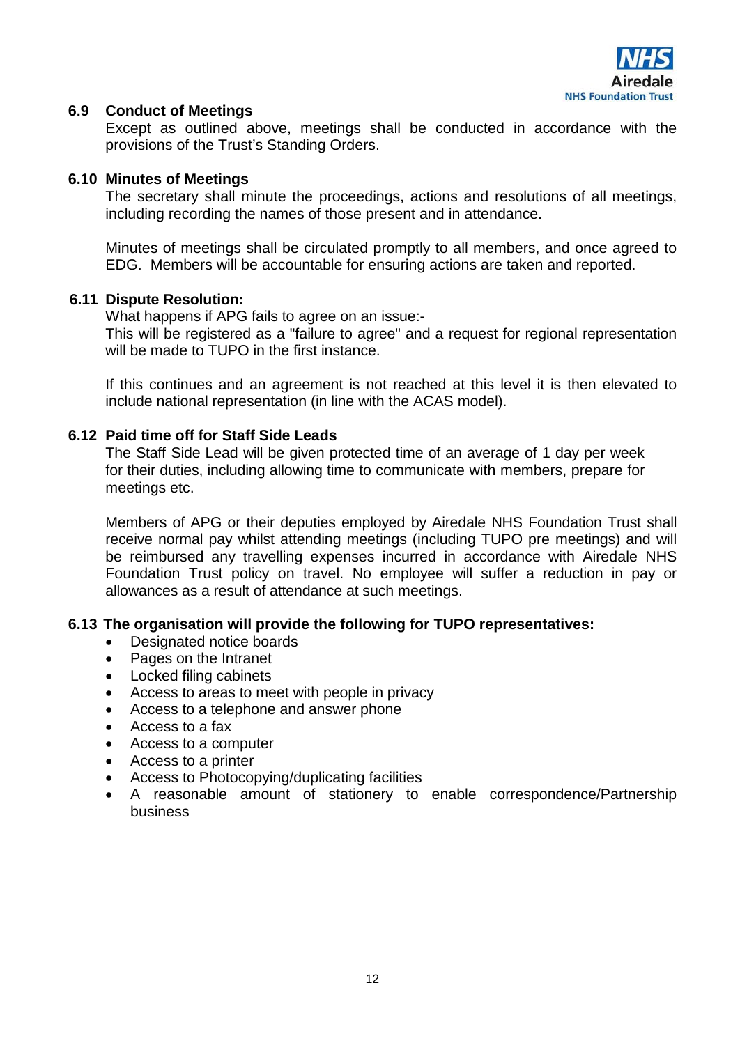### 6.9 Conduct of Meetings

Except as outlined above, meetings shall be conducted in accordance with the provisions of the Trust's Standing Orders.

### 6.10 Minutes of Meetings

The secretary shall minute the proceedings, actions and resolutions of all meetings, including recording the names of those present and in attendance.

Minutes of meetings shall be circulated promptly to all members, and once agreed to EDG. Members will be accountable for ensuring actions are taken and reported.

### 6.11 Dispute Resolution:

What happens if APG fails to agree on an issue:-
This will be registered as a "failure to agree" and a request for regional representation will be made to TUPO in the first instance.

If this continues and an agreement is not reached at this level it is then elevated to include national representation (in line with the ACAS model).

### 6.12 Paid time off for Staff Side Leads

The Staff Side Lead will be given protected time of an average of 1 day per week for their duties, including allowing time to communicate with members, prepare for meetings etc.

Members of APG or their deputies employed by Airedale NHS Foundation Trust shall receive normal pay whilst attending meetings (including TUPO pre meetings) and will be reimbursed any travelling expenses incurred in accordance with Airedale NHS Foundation Trust policy on travel. No employee will suffer a reduction in pay or allowances as a result of attendance at such meetings.

### 6.13 The organisation will provide the following for TUPO representatives:

- Designated notice boards
- Pages on the Intranet
- Locked filing cabinets
- Access to areas to meet with people in privacy
- Access to a telephone and answer phone
- Access to a fax
- Access to a computer
- Access to a printer
- Access to Photocopying/duplicating facilities
- A reasonable amount of stationery to enable correspondence/Partnership business